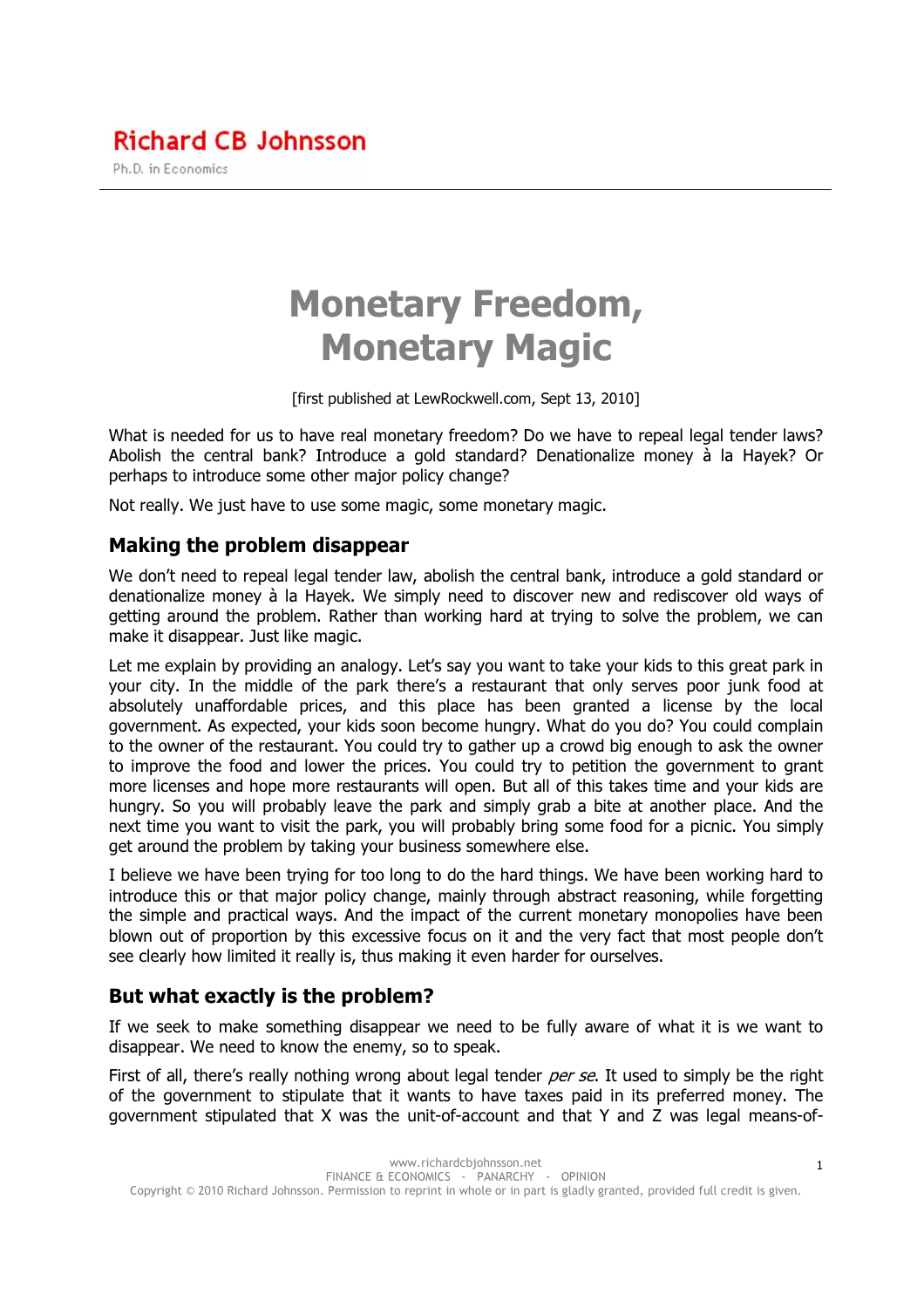Richard CB Johnsson

Ph.D. in Economics

# Monetary Freedom, Monetary Magic

[first published at LewRockwell.com, Sept 13, 2010]

What is needed for us to have real monetary freedom? Do we have to repeal legal tender laws? Abolish the central bank? Introduce a gold standard? Denationalize money à la Hayek? Or perhaps to introduce some other major policy change?

Not really. We just have to use some magic, some monetary magic.

## Making the problem disappear

We don't need to repeal legal tender law, abolish the central bank, introduce a gold standard or denationalize money à la Hayek. We simply need to discover new and rediscover old ways of getting around the problem. Rather than working hard at trying to solve the problem, we can make it disappear. Just like magic.

Let me explain by providing an analogy. Let's say you want to take your kids to this great park in your city. In the middle of the park there's a restaurant that only serves poor junk food at absolutely unaffordable prices, and this place has been granted a license by the local government. As expected, your kids soon become hungry. What do you do? You could complain to the owner of the restaurant. You could try to gather up a crowd big enough to ask the owner to improve the food and lower the prices. You could try to petition the government to grant more licenses and hope more restaurants will open. But all of this takes time and your kids are hungry. So you will probably leave the park and simply grab a bite at another place. And the next time you want to visit the park, you will probably bring some food for a picnic. You simply get around the problem by taking your business somewhere else.

I believe we have been trying for too long to do the hard things. We have been working hard to introduce this or that major policy change, mainly through abstract reasoning, while forgetting the simple and practical ways. And the impact of the current monetary monopolies have been blown out of proportion by this excessive focus on it and the very fact that most people don't see clearly how limited it really is, thus making it even harder for ourselves.

## But what exactly is the problem?

If we seek to make something disappear we need to be fully aware of what it is we want to disappear. We need to know the enemy, so to speak.

First of all, there's really nothing wrong about legal tender *per se*. It used to simply be the right of the government to stipulate that it wants to have taxes paid in its preferred money. The government stipulated that X was the unit-of-account and that Y and Z was legal means-of-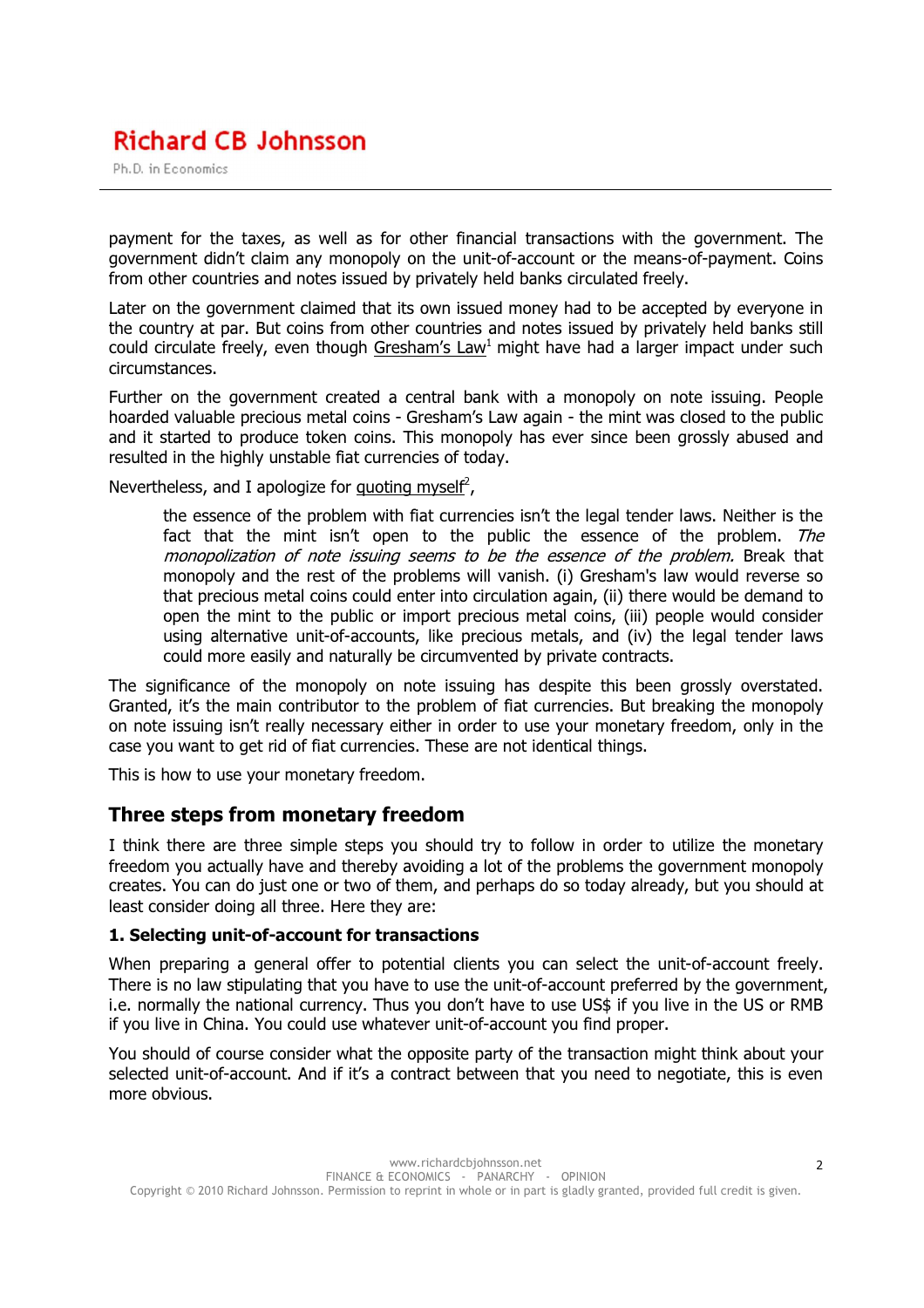payment for the taxes, as well as for other financial transactions with the government. The government didn't claim any monopoly on the unit-of-account or the means-of-payment. Coins from other countries and notes issued by privately held banks circulated freely.

Later on the government claimed that its own issued money had to be accepted by everyone in the country at par. But coins from other countries and notes issued by privately held banks still could circulate freely, even though Gresham's Law[1] might have had a larger impact under such circumstances.

Further on the government created a central bank with a monopoly on note issuing. People hoarded valuable precious metal coins - Gresham's Law again - the mint was closed to the public and it started to produce token coins. This monopoly has ever since been grossly abused and resulted in the highly unstable fiat currencies of today.

Nevertheless, and I apologize for quoting myself[2],

> the essence of the problem with fiat currencies isn't the legal tender laws. Neither is the fact that the mint isn't open to the public the essence of the problem. *The monopolization of note issuing seems to be the essence of the problem.* Break that monopoly and the rest of the problems will vanish. (i) Gresham's law would reverse so that precious metal coins could enter into circulation again, (ii) there would be demand to open the mint to the public or import precious metal coins, (iii) people would consider using alternative unit-of-accounts, like precious metals, and (iv) the legal tender laws could more easily and naturally be circumvented by private contracts.

The significance of the monopoly on note issuing has despite this been grossly overstated. Granted, it's the main contributor to the problem of fiat currencies. But breaking the monopoly on note issuing isn't really necessary either in order to use your monetary freedom, only in the case you want to get rid of fiat currencies. These are not identical things.

This is how to use your monetary freedom.

## Three steps from monetary freedom

I think there are three simple steps you should try to follow in order to utilize the monetary freedom you actually have and thereby avoiding a lot of the problems the government monopoly creates. You can do just one or two of them, and perhaps do so today already, but you should at least consider doing all three. Here they are:

### 1. Selecting unit-of-account for transactions

When preparing a general offer to potential clients you can select the unit-of-account freely. There is no law stipulating that you have to use the unit-of-account preferred by the government, i.e. normally the national currency. Thus you don't have to use US$ if you live in the US or RMB if you live in China. You could use whatever unit-of-account you find proper.

You should of course consider what the opposite party of the transaction might think about your selected unit-of-account. And if it's a contract between that you need to negotiate, this is even more obvious.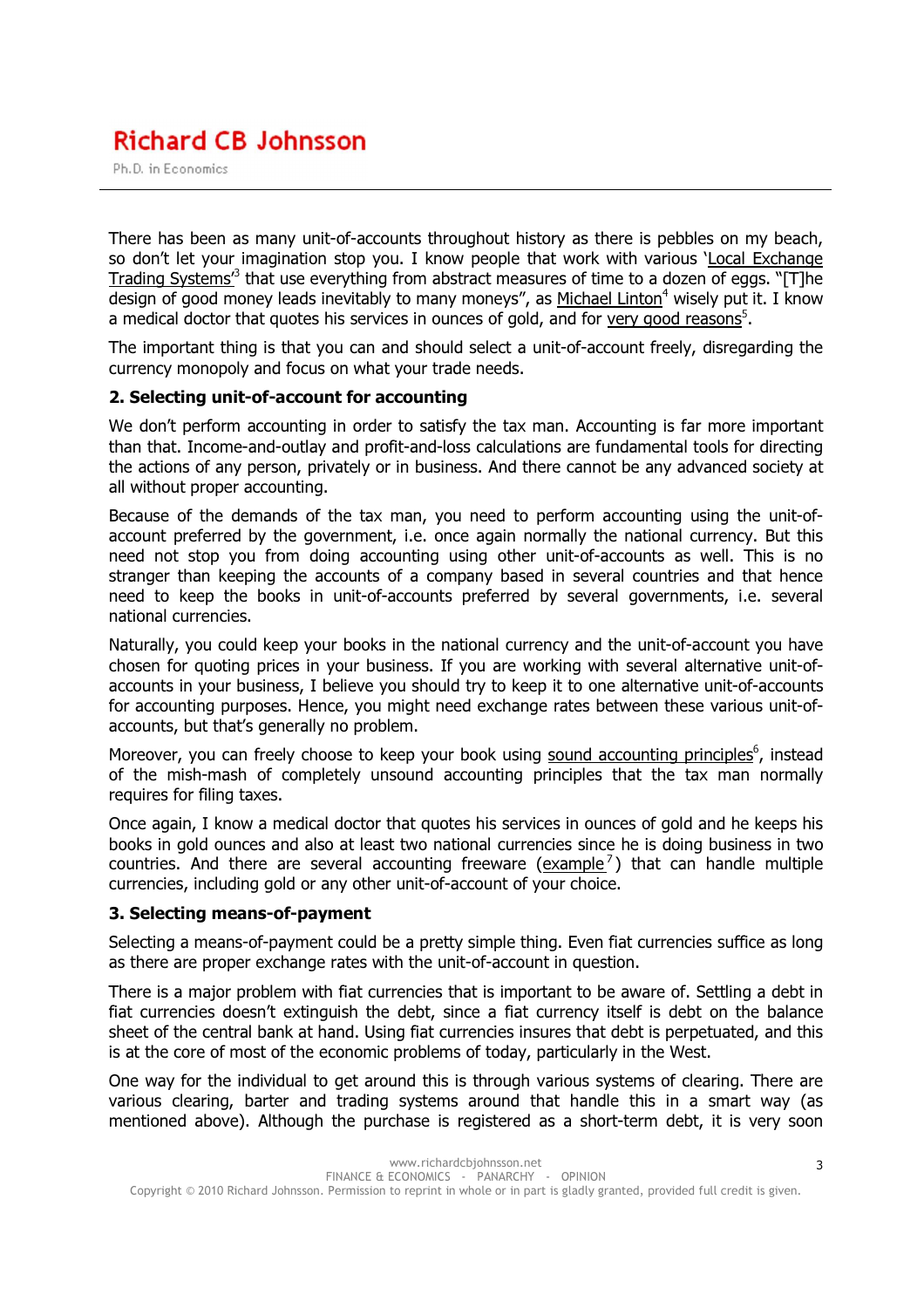There has been as many unit-of-accounts throughout history as there is pebbles on my beach, so don't let your imagination stop you. I know people that work with various 'Local Exchange Trading Systems'[3] that use everything from abstract measures of time to a dozen of eggs. "[T]he design of good money leads inevitably to many moneys", as Michael Linton[4] wisely put it. I know a medical doctor that quotes his services in ounces of gold, and for very good reasons[5].

The important thing is that you can and should select a unit-of-account freely, disregarding the currency monopoly and focus on what your trade needs.

### 2. Selecting unit-of-account for accounting

We don't perform accounting in order to satisfy the tax man. Accounting is far more important than that. Income-and-outlay and profit-and-loss calculations are fundamental tools for directing the actions of any person, privately or in business. And there cannot be any advanced society at all without proper accounting.

Because of the demands of the tax man, you need to perform accounting using the unit-of-account preferred by the government, i.e. once again normally the national currency. But this need not stop you from doing accounting using other unit-of-accounts as well. This is no stranger than keeping the accounts of a company based in several countries and that hence need to keep the books in unit-of-accounts preferred by several governments, i.e. several national currencies.

Naturally, you could keep your books in the national currency and the unit-of-account you have chosen for quoting prices in your business. If you are working with several alternative unit-of-accounts in your business, I believe you should try to keep it to one alternative unit-of-accounts for accounting purposes. Hence, you might need exchange rates between these various unit-of-accounts, but that's generally no problem.

Moreover, you can freely choose to keep your book using sound accounting principles[6], instead of the mish-mash of completely unsound accounting principles that the tax man normally requires for filing taxes.

Once again, I know a medical doctor that quotes his services in ounces of gold and he keeps his books in gold ounces and also at least two national currencies since he is doing business in two countries. And there are several accounting freeware (example[7]) that can handle multiple currencies, including gold or any other unit-of-account of your choice.

### 3. Selecting means-of-payment

Selecting a means-of-payment could be a pretty simple thing. Even fiat currencies suffice as long as there are proper exchange rates with the unit-of-account in question.

There is a major problem with fiat currencies that is important to be aware of. Settling a debt in fiat currencies doesn't extinguish the debt, since a fiat currency itself is debt on the balance sheet of the central bank at hand. Using fiat currencies insures that debt is perpetuated, and this is at the core of most of the economic problems of today, particularly in the West.

One way for the individual to get around this is through various systems of clearing. There are various clearing, barter and trading systems around that handle this in a smart way (as mentioned above). Although the purchase is registered as a short-term debt, it is very soon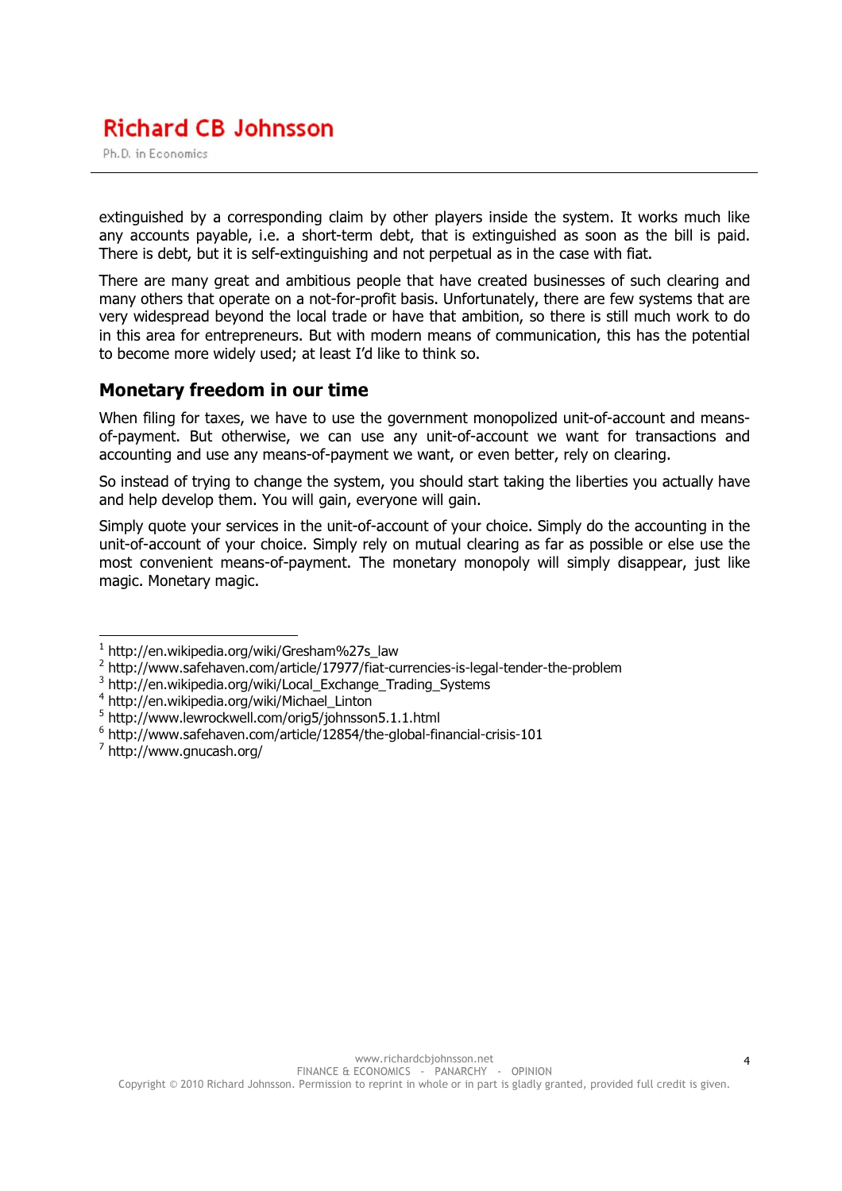extinguished by a corresponding claim by other players inside the system. It works much like any accounts payable, i.e. a short-term debt, that is extinguished as soon as the bill is paid. There is debt, but it is self-extinguishing and not perpetual as in the case with fiat.

There are many great and ambitious people that have created businesses of such clearing and many others that operate on a not-for-profit basis. Unfortunately, there are few systems that are very widespread beyond the local trade or have that ambition, so there is still much work to do in this area for entrepreneurs. But with modern means of communication, this has the potential to become more widely used; at least I'd like to think so.

## Monetary freedom in our time

When filing for taxes, we have to use the government monopolized unit-of-account and means-of-payment. But otherwise, we can use any unit-of-account we want for transactions and accounting and use any means-of-payment we want, or even better, rely on clearing.

So instead of trying to change the system, you should start taking the liberties you actually have and help develop them. You will gain, everyone will gain.

Simply quote your services in the unit-of-account of your choice. Simply do the accounting in the unit-of-account of your choice. Simply rely on mutual clearing as far as possible or else use the most convenient means-of-payment. The monetary monopoly will simply disappear, just like magic. Monetary magic.

---

[1] http://en.wikipedia.org/wiki/Gresham%27s_law
[2] http://www.safehaven.com/article/17977/fiat-currencies-is-legal-tender-the-problem
[3] http://en.wikipedia.org/wiki/Local_Exchange_Trading_Systems
[4] http://en.wikipedia.org/wiki/Michael_Linton
[5] http://www.lewrockwell.com/orig5/johnsson5.1.1.html
[6] http://www.safehaven.com/article/12854/the-global-financial-crisis-101
[7] http://www.gnucash.org/